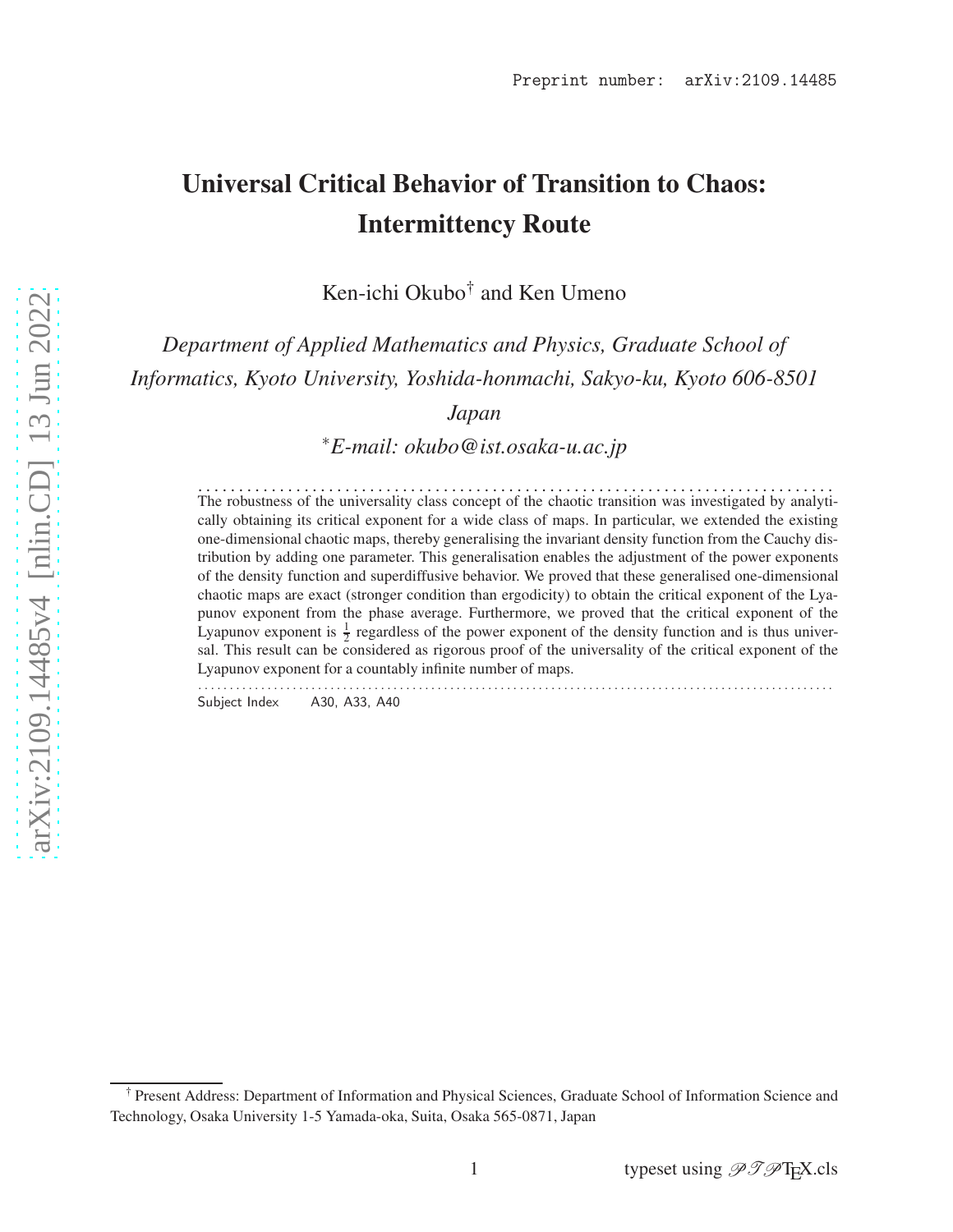Preprint number: arXiv:2109.14485

# Universal Critical Behavior of Transition to Chaos: Intermittency Route

Ken-ichi Okubo[†] and Ken Umeno

*Department of Applied Mathematics and Physics, Graduate School of Informatics, Kyoto University, Yoshida-honmachi, Sakyo-ku, Kyoto 606-8501 Japan*

[*]*E-mail: okubo@ist.osaka-u.ac.jp*

The robustness of the universality class concept of the chaotic transition was investigated by analytically obtaining its critical exponent for a wide class of maps. In particular, we extended the existing one-dimensional chaotic maps, thereby generalising the invariant density function from the Cauchy distribution by adding one parameter. This generalisation enables the adjustment of the power exponents of the density function and superdiffusive behavior. We proved that these generalised one-dimensional chaotic maps are exact (stronger condition than ergodicity) to obtain the critical exponent of the Lyapunov exponent from the phase average. Furthermore, we proved that the critical exponent of the Lyapunov exponent is $\frac{1}{2}$ regardless of the power exponent of the density function and is thus universal. This result can be considered as rigorous proof of the universality of the critical exponent of the Lyapunov exponent for a countably infinite number of maps.

Subject Index A30, A33, A40

---

[†] Present Address: Department of Information and Physical Sciences, Graduate School of Information Science and Technology, Osaka University 1-5 Yamada-oka, Suita, Osaka 565-0871, Japan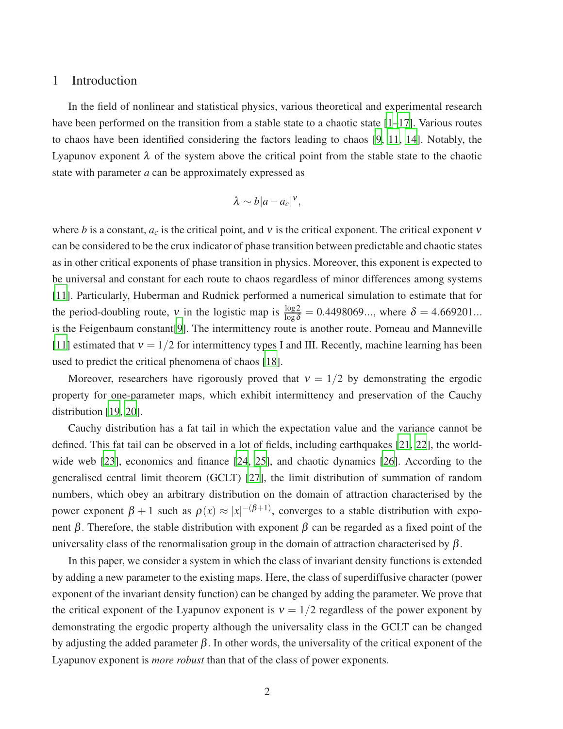## 1 Introduction

In the field of nonlinear and statistical physics, various theoretical and experimental research have been performed on the transition from a stable state to a chaotic state [1–17]. Various routes to chaos have been identified considering the factors leading to chaos [9, 11, 14]. Notably, the Lyapunov exponent $\lambda$ of the system above the critical point from the stable state to the chaotic state with parameter $a$ can be approximately expressed as

$$\lambda \sim b|a - a_c|^{\nu},$$

where $b$ is a constant, $a_c$ is the critical point, and $\nu$ is the critical exponent. The critical exponent $\nu$ can be considered to be the crux indicator of phase transition between predictable and chaotic states as in other critical exponents of phase transition in physics. Moreover, this exponent is expected to be universal and constant for each route to chaos regardless of minor differences among systems [11]. Particularly, Huberman and Rudnick performed a numerical simulation to estimate that for the period-doubling route, $\nu$ in the logistic map is $\frac{\log 2}{\log \delta} = 0.4498069...$, where $\delta = 4.669201...$ is the Feigenbaum constant[9]. The intermittency route is another route. Pomeau and Manneville [11] estimated that $\nu = 1/2$ for intermittency types I and III. Recently, machine learning has been used to predict the critical phenomena of chaos [18].

Moreover, researchers have rigorously proved that $\nu = 1/2$ by demonstrating the ergodic property for one-parameter maps, which exhibit intermittency and preservation of the Cauchy distribution [19, 20].

Cauchy distribution has a fat tail in which the expectation value and the variance cannot be defined. This fat tail can be observed in a lot of fields, including earthquakes [21, 22], the world-wide web [23], economics and finance [24, 25], and chaotic dynamics [26]. According to the generalised central limit theorem (GCLT) [27], the limit distribution of summation of random numbers, which obey an arbitrary distribution on the domain of attraction characterised by the power exponent $\beta + 1$ such as $\rho(x) \approx |x|^{-(\beta+1)}$, converges to a stable distribution with exponent $\beta$. Therefore, the stable distribution with exponent $\beta$ can be regarded as a fixed point of the universality class of the renormalisation group in the domain of attraction characterised by $\beta$.

In this paper, we consider a system in which the class of invariant density functions is extended by adding a new parameter to the existing maps. Here, the class of superdiffusive character (power exponent of the invariant density function) can be changed by adding the parameter. We prove that the critical exponent of the Lyapunov exponent is $\nu = 1/2$ regardless of the power exponent by demonstrating the ergodic property although the universality class in the GCLT can be changed by adjusting the added parameter $\beta$. In other words, the universality of the critical exponent of the Lyapunov exponent is *more robust* than that of the class of power exponents.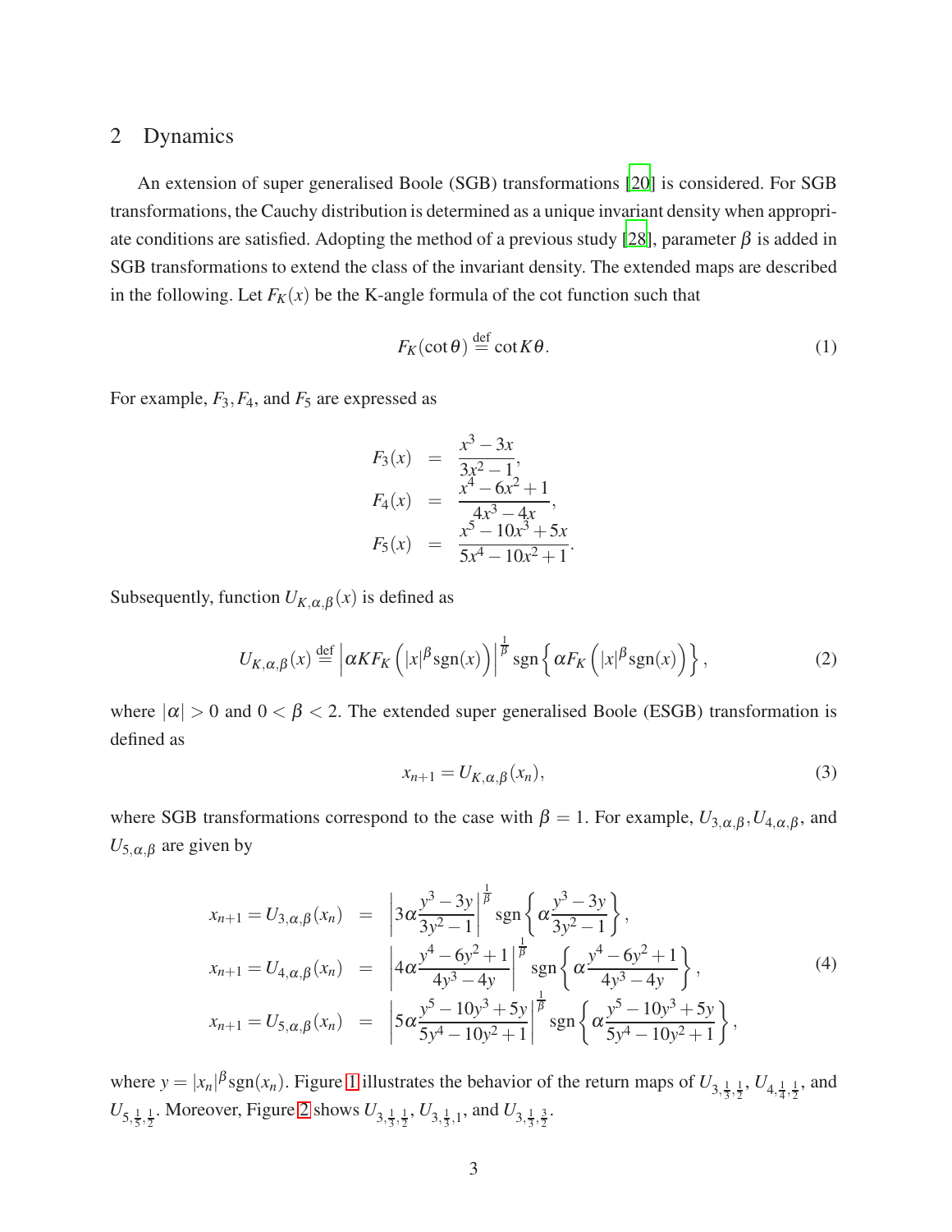## 2 Dynamics

An extension of super generalised Boole (SGB) transformations [20] is considered. For SGB transformations, the Cauchy distribution is determined as a unique invariant density when appropriate conditions are satisfied. Adopting the method of a previous study [28], parameter $\beta$ is added in SGB transformations to extend the class of the invariant density. The extended maps are described in the following. Let $F_K(x)$ be the K-angle formula of the cot function such that

$$F_K(\cot\theta) \overset{\text{def}}{=} \cot K\theta. \tag{1}$$

For example, $F_3, F_4$, and $F_5$ are expressed as

$$\begin{aligned}
F_3(x) &= \frac{x^3 - 3x}{3x^2 - 1}, \\
F_4(x) &= \frac{x^4 - 6x^2 + 1}{4x^3 - 4x}, \\
F_5(x) &= \frac{x^5 - 10x^3 + 5x}{5x^4 - 10x^2 + 1}.
\end{aligned}$$

Subsequently, function $U_{K,\alpha,\beta}(x)$ is defined as

$$U_{K,\alpha,\beta}(x) \overset{\text{def}}{=} \left|\alpha K F_K\left(|x|^\beta \operatorname{sgn}(x)\right)\right|^{\frac{1}{\beta}} \operatorname{sgn}\left\{\alpha F_K\left(|x|^\beta \operatorname{sgn}(x)\right)\right\}, \tag{2}$$

where $|\alpha| > 0$ and $0 < \beta < 2$. The extended super generalised Boole (ESGB) transformation is defined as

$$x_{n+1} = U_{K,\alpha,\beta}(x_n), \tag{3}$$

where SGB transformations correspond to the case with $\beta = 1$. For example, $U_{3,\alpha,\beta}, U_{4,\alpha,\beta}$, and $U_{5,\alpha,\beta}$ are given by

$$\begin{aligned}
x_{n+1} = U_{3,\alpha,\beta}(x_n) &= \left|3\alpha \frac{y^3 - 3y}{3y^2 - 1}\right|^{\frac{1}{\beta}} \operatorname{sgn}\left\{\alpha \frac{y^3 - 3y}{3y^2 - 1}\right\}, \\
x_{n+1} = U_{4,\alpha,\beta}(x_n) &= \left|4\alpha \frac{y^4 - 6y^2 + 1}{4y^3 - 4y}\right|^{\frac{1}{\beta}} \operatorname{sgn}\left\{\alpha \frac{y^4 - 6y^2 + 1}{4y^3 - 4y}\right\}, \\
x_{n+1} = U_{5,\alpha,\beta}(x_n) &= \left|5\alpha \frac{y^5 - 10y^3 + 5y}{5y^4 - 10y^2 + 1}\right|^{\frac{1}{\beta}} \operatorname{sgn}\left\{\alpha \frac{y^5 - 10y^3 + 5y}{5y^4 - 10y^2 + 1}\right\},
\end{aligned} \tag{4}$$

where $y = |x_n|^\beta \operatorname{sgn}(x_n)$. Figure 1 illustrates the behavior of the return maps of $U_{3,\frac{1}{3},\frac{1}{2}}$, $U_{4,\frac{1}{4},\frac{1}{2}}$, and $U_{5,\frac{1}{5},\frac{1}{2}}$. Moreover, Figure 2 shows $U_{3,\frac{1}{3},\frac{1}{2}}$, $U_{3,\frac{1}{3},1}$, and $U_{3,\frac{1}{3},\frac{3}{2}}$.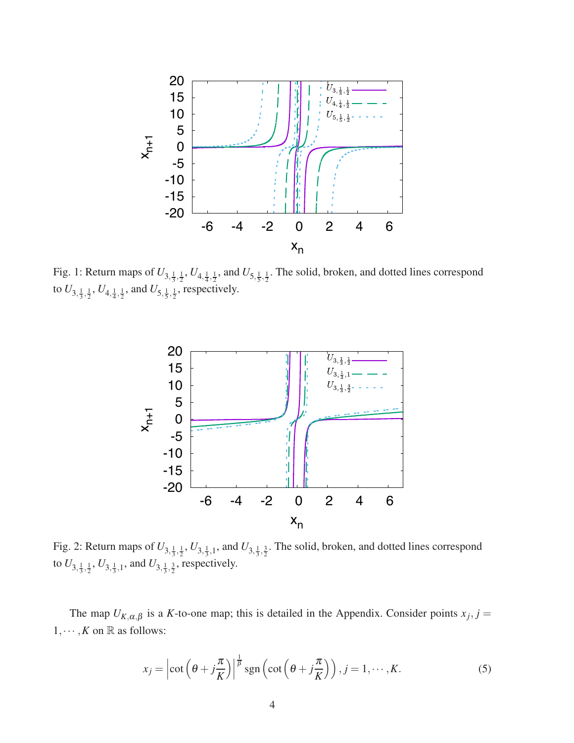Fig. 1: Return maps of $U_{3,\frac{1}{3},\frac{1}{2}}$, $U_{4,\frac{1}{4},\frac{1}{2}}$, and $U_{5,\frac{1}{5},\frac{1}{2}}$. The solid, broken, and dotted lines correspond to $U_{3,\frac{1}{3},\frac{1}{2}}$, $U_{4,\frac{1}{4},\frac{1}{2}}$, and $U_{5,\frac{1}{5},\frac{1}{2}}$, respectively.

Fig. 2: Return maps of $U_{3,\frac{1}{3},\frac{1}{2}}$, $U_{3,\frac{1}{3},1}$, and $U_{3,\frac{1}{3},\frac{3}{2}}$. The solid, broken, and dotted lines correspond to $U_{3,\frac{1}{3},\frac{1}{2}}$, $U_{3,\frac{1}{3},1}$, and $U_{3,\frac{1}{3},\frac{3}{2}}$, respectively.

The map $U_{K,\alpha,\beta}$ is a $K$-to-one map; this is detailed in the Appendix. Consider points $x_j, j = 1,\cdots,K$ on $\mathbb{R}$ as follows:

$$x_j = \left|\cot\left(\theta + j\frac{\pi}{K}\right)\right|^{\frac{1}{\beta}} \operatorname{sgn}\left(\cot\left(\theta + j\frac{\pi}{K}\right)\right), j = 1,\cdots,K. \tag{5}$$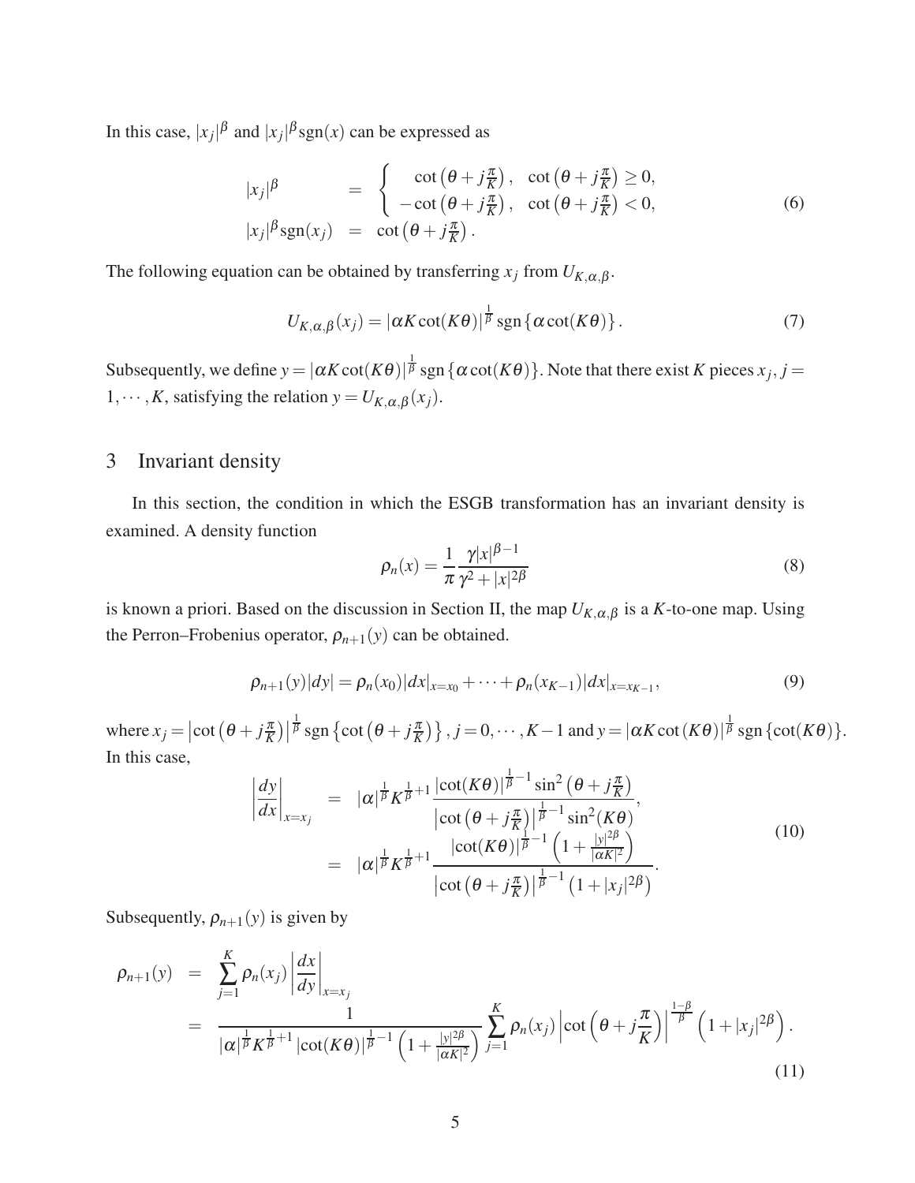In this case, $|x_j|^\beta$ and $|x_j|^\beta \mathrm{sgn}(x)$ can be expressed as

$$
\begin{aligned}
|x_j|^\beta &= \begin{cases} \cot\left(\theta + j\frac{\pi}{K}\right), & \cot\left(\theta + j\frac{\pi}{K}\right) \geq 0, \\ -\cot\left(\theta + j\frac{\pi}{K}\right), & \cot\left(\theta + j\frac{\pi}{K}\right) < 0, \end{cases} \\
|x_j|^\beta \mathrm{sgn}(x_j) &= \cot\left(\theta + j\frac{\pi}{K}\right).
\end{aligned} \tag{6}
$$

The following equation can be obtained by transferring $x_j$ from $U_{K,\alpha,\beta}$.

$$
U_{K,\alpha,\beta}(x_j) = |\alpha K \cot(K\theta)|^{\frac{1}{\beta}} \mathrm{sgn}\left\{\alpha \cot(K\theta)\right\}. \tag{7}
$$

Subsequently, we define $y = |\alpha K \cot(K\theta)|^{\frac{1}{\beta}} \mathrm{sgn}\left\{\alpha \cot(K\theta)\right\}$. Note that there exist $K$ pieces $x_j$, $j = 1, \cdots, K$, satisfying the relation $y = U_{K,\alpha,\beta}(x_j)$.

## 3 Invariant density

In this section, the condition in which the ESGB transformation has an invariant density is examined. A density function

$$
\rho_n(x) = \frac{1}{\pi} \frac{\gamma |x|^{\beta - 1}}{\gamma^2 + |x|^{2\beta}} \tag{8}
$$

is known a priori. Based on the discussion in Section II, the map $U_{K,\alpha,\beta}$ is a $K$-to-one map. Using the Perron–Frobenius operator, $\rho_{n+1}(y)$ can be obtained.

$$
\rho_{n+1}(y)|dy| = \rho_n(x_0)|dx|_{x=x_0} + \cdots + \rho_n(x_{K-1})|dx|_{x=x_{K-1}}, \tag{9}
$$

where $x_j = \left|\cot\left(\theta + j\frac{\pi}{K}\right)\right|^{\frac{1}{\beta}} \mathrm{sgn}\left\{\cot\left(\theta + j\frac{\pi}{K}\right)\right\}, j = 0, \cdots, K-1$ and $y = |\alpha K \cot(K\theta)|^{\frac{1}{\beta}} \mathrm{sgn}\left\{\cot(K\theta)\right\}$. In this case,

$$
\begin{aligned}
\left|\frac{dy}{dx}\right|_{x=x_j} &= |\alpha|^{\frac{1}{\beta}} K^{\frac{1}{\beta}+1} \frac{|\cot(K\theta)|^{\frac{1}{\beta}-1} \sin^2\left(\theta + j\frac{\pi}{K}\right)}{\left|\cot\left(\theta + j\frac{\pi}{K}\right)\right|^{\frac{1}{\beta}-1} \sin^2(K\theta)}, \\
&= |\alpha|^{\frac{1}{\beta}} K^{\frac{1}{\beta}+1} \frac{|\cot(K\theta)|^{\frac{1}{\beta}-1} \left(1 + \frac{|y|^{2\beta}}{|\alpha K|^2}\right)}{\left|\cot\left(\theta + j\frac{\pi}{K}\right)\right|^{\frac{1}{\beta}-1} \left(1 + |x_j|^{2\beta}\right)}.
\end{aligned} \tag{10}
$$

Subsequently, $\rho_{n+1}(y)$ is given by

$$
\begin{aligned}
\rho_{n+1}(y) &= \sum_{j=1}^{K} \rho_n(x_j) \left|\frac{dx}{dy}\right|_{x=x_j} \\
&= \frac{1}{|\alpha|^{\frac{1}{\beta}} K^{\frac{1}{\beta}+1} |\cot(K\theta)|^{\frac{1}{\beta}-1} \left(1 + \frac{|y|^{2\beta}}{|\alpha K|^2}\right)} \sum_{j=1}^{K} \rho_n(x_j) \left|\cot\left(\theta + j\frac{\pi}{K}\right)\right|^{\frac{1-\beta}{\beta}} \left(1 + |x_j|^{2\beta}\right).
\end{aligned} \tag{11}
$$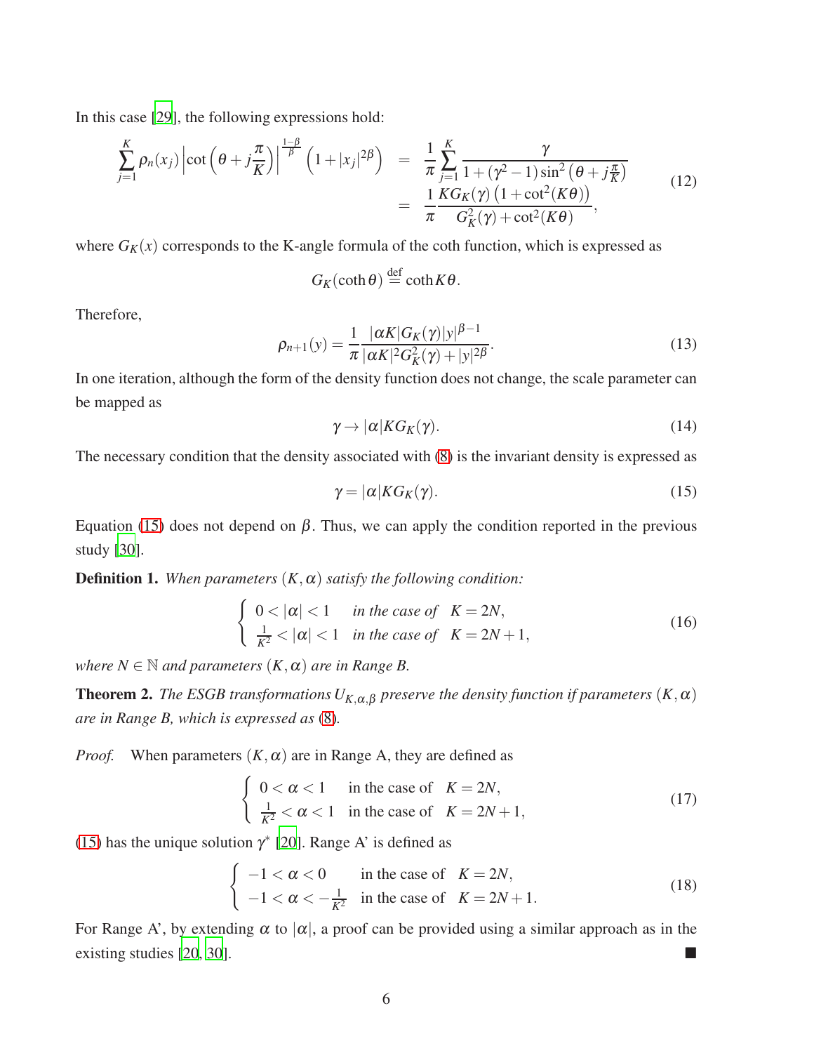In this case [29], the following expressions hold:

$$
\begin{aligned}
\sum_{j=1}^{K} \rho_n(x_j) \left| \cot\left(\theta + j\frac{\pi}{K}\right) \right|^{\frac{1-\beta}{\beta}} \left(1 + |x_j|^{2\beta}\right) &= \frac{1}{\pi} \sum_{j=1}^{K} \frac{\gamma}{1 + (\gamma^2 - 1)\sin^2\left(\theta + j\frac{\pi}{K}\right)} \\
&= \frac{1}{\pi} \frac{K G_K(\gamma)\left(1 + \cot^2(K\theta)\right)}{G_K^2(\gamma) + \cot^2(K\theta)},
\end{aligned}
\tag{12}
$$

where $G_K(x)$ corresponds to the K-angle formula of the coth function, which is expressed as

$$
G_K(\coth\theta) \stackrel{\text{def}}{=} \coth K\theta.
$$

Therefore,

$$
\rho_{n+1}(y) = \frac{1}{\pi} \frac{|\alpha K| G_K(\gamma) |y|^{\beta-1}}{|\alpha K|^2 G_K^2(\gamma) + |y|^{2\beta}}. \tag{13}
$$

In one iteration, although the form of the density function does not change, the scale parameter can be mapped as

$$
\gamma \to |\alpha| K G_K(\gamma). \tag{14}
$$

The necessary condition that the density associated with (8) is the invariant density is expressed as

$$
\gamma = |\alpha| K G_K(\gamma). \tag{15}
$$

Equation (15) does not depend on $\beta$. Thus, we can apply the condition reported in the previous study [30].

**Definition 1.** *When parameters $(K, \alpha)$ satisfy the following condition:*

$$
\begin{cases}
0 < |\alpha| < 1 & \text{in the case of} \quad K = 2N, \\
\frac{1}{K^2} < |\alpha| < 1 & \text{in the case of} \quad K = 2N+1,
\end{cases}
\tag{16}
$$

*where $N \in \mathbb{N}$ and parameters $(K, \alpha)$ are in Range B.*

**Theorem 2.** *The ESGB transformations $U_{K,\alpha,\beta}$ preserve the density function if parameters $(K, \alpha)$ are in Range B, which is expressed as (8).*

*Proof.* When parameters $(K, \alpha)$ are in Range A, they are defined as

$$
\begin{cases}
0 < \alpha < 1 & \text{in the case of} \quad K = 2N, \\
\frac{1}{K^2} < \alpha < 1 & \text{in the case of} \quad K = 2N+1,
\end{cases}
\tag{17}
$$

(15) has the unique solution $\gamma^*$ [20]. Range A' is defined as

$$
\begin{cases}
-1 < \alpha < 0 & \text{in the case of} \quad K = 2N, \\
-1 < \alpha < -\frac{1}{K^2} & \text{in the case of} \quad K = 2N+1.
\end{cases}
\tag{18}
$$

For Range A', by extending $\alpha$ to $|\alpha|$, a proof can be provided using a similar approach as in the existing studies [20, 30]. ■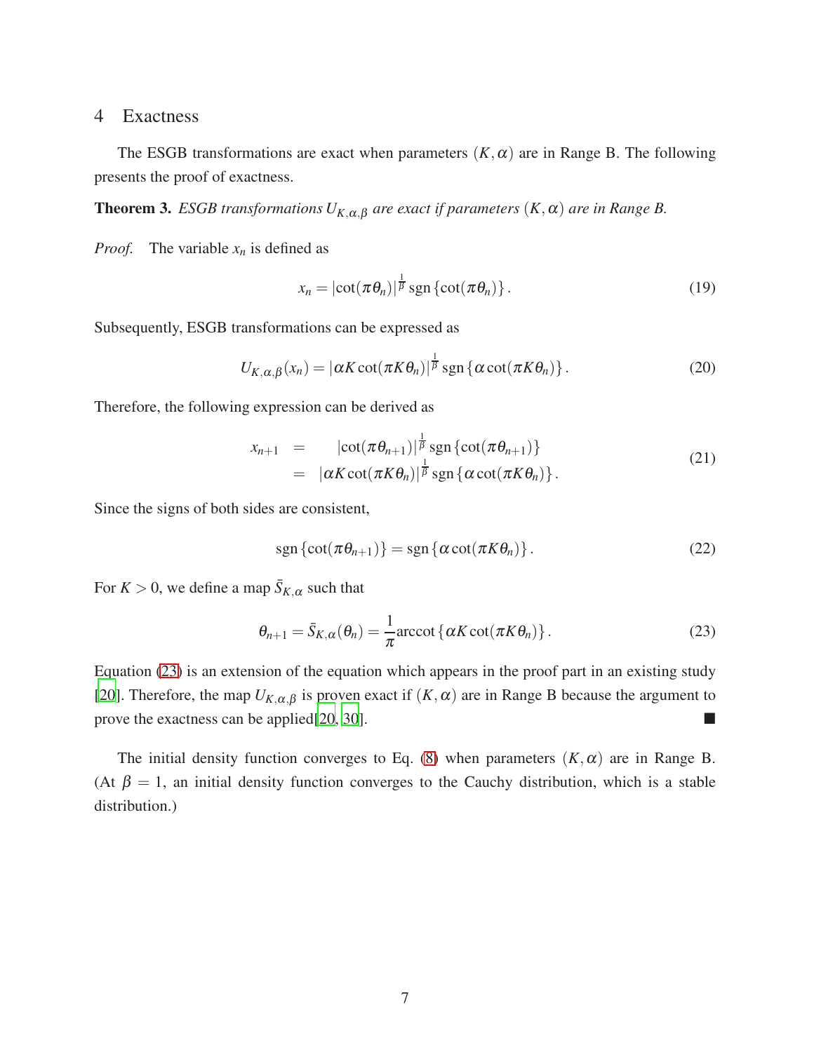## 4 Exactness

The ESGB transformations are exact when parameters $(K, \alpha)$ are in Range B. The following presents the proof of exactness.

**Theorem 3.** *ESGB transformations $U_{K,\alpha,\beta}$ are exact if parameters $(K, \alpha)$ are in Range B.*

*Proof.* The variable $x_n$ is defined as

$$x_n = |\cot(\pi\theta_n)|^{\frac{1}{\beta}} \operatorname{sgn}\{\cot(\pi\theta_n)\}. \tag{19}$$

Subsequently, ESGB transformations can be expressed as

$$U_{K,\alpha,\beta}(x_n) = |\alpha K \cot(\pi K \theta_n)|^{\frac{1}{\beta}} \operatorname{sgn}\{\alpha \cot(\pi K \theta_n)\}. \tag{20}$$

Therefore, the following expression can be derived as

$$\begin{aligned} x_{n+1} &= |\cot(\pi\theta_{n+1})|^{\frac{1}{\beta}} \operatorname{sgn}\{\cot(\pi\theta_{n+1})\} \\ &= |\alpha K \cot(\pi K \theta_n)|^{\frac{1}{\beta}} \operatorname{sgn}\{\alpha \cot(\pi K \theta_n)\}. \end{aligned} \tag{21}$$

Since the signs of both sides are consistent,

$$\operatorname{sgn}\{\cot(\pi\theta_{n+1})\} = \operatorname{sgn}\{\alpha \cot(\pi K \theta_n)\}. \tag{22}$$

For $K > 0$, we define a map $\bar{S}_{K,\alpha}$ such that

$$\theta_{n+1} = \bar{S}_{K,\alpha}(\theta_n) = \frac{1}{\pi} \operatorname{arccot}\{\alpha K \cot(\pi K \theta_n)\}. \tag{23}$$

Equation (23) is an extension of the equation which appears in the proof part in an existing study [20]. Therefore, the map $U_{K,\alpha,\beta}$ is proven exact if $(K, \alpha)$ are in Range B because the argument to prove the exactness can be applied[20, 30]. ■

The initial density function converges to Eq. (8) when parameters $(K, \alpha)$ are in Range B. (At $\beta = 1$, an initial density function converges to the Cauchy distribution, which is a stable distribution.)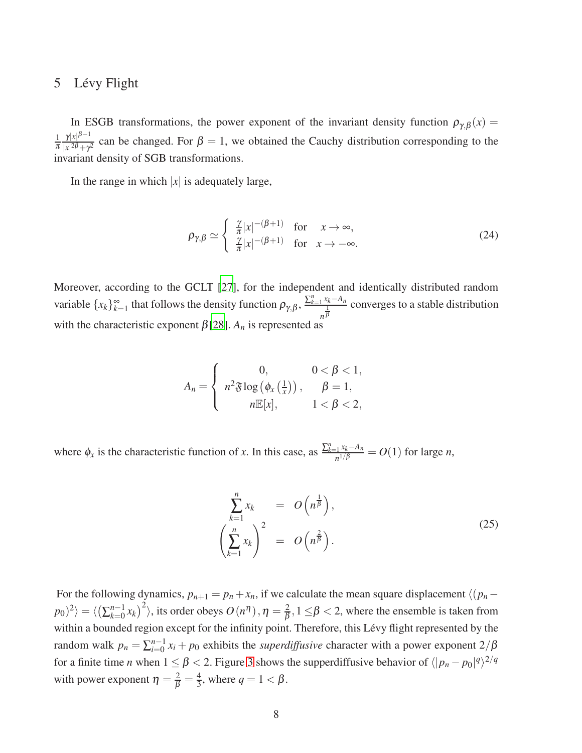## 5 Lévy Flight

In ESGB transformations, the power exponent of the invariant density function $\rho_{\gamma,\beta}(x) = \frac{1}{\pi}\frac{\gamma|x|^{\beta-1}}{|x|^{2\beta}+\gamma^2}$ can be changed. For $\beta = 1$, we obtained the Cauchy distribution corresponding to the invariant density of SGB transformations.

In the range in which $|x|$ is adequately large,

$$
\rho_{\gamma,\beta} \simeq \begin{cases} \frac{\gamma}{\pi}|x|^{-(\beta+1)} & \text{for} \quad x \to \infty, \\ \frac{\gamma}{\pi}|x|^{-(\beta+1)} & \text{for} \quad x \to -\infty. \end{cases} \tag{24}
$$

Moreover, according to the GCLT [27], for the independent and identically distributed random variable $\{x_k\}_{k=1}^{\infty}$ that follows the density function $\rho_{\gamma,\beta}$, $\frac{\sum_{k=1}^{n} x_k - A_n}{n^{\frac{1}{\beta}}}$ converges to a stable distribution with the characteristic exponent $\beta$[28]. $A_n$ is represented as

$$
A_n = \begin{cases} 0, & 0 < \beta < 1, \\ n^2 \mathfrak{F} \log\left(\phi_x\left(\frac{1}{x}\right)\right), & \beta = 1, \\ n\mathbb{E}[x], & 1 < \beta < 2, \end{cases}
$$

where $\phi_x$ is the characteristic function of $x$. In this case, as $\frac{\sum_{k=1}^{n} x_k - A_n}{n^{1/\beta}} = O(1)$ for large $n$,

$$
\begin{aligned}
\sum_{k=1}^{n} x_k &= O\left(n^{\frac{1}{\beta}}\right), \\
\left(\sum_{k=1}^{n} x_k\right)^2 &= O\left(n^{\frac{2}{\beta}}\right).
\end{aligned} \tag{25}
$$

For the following dynamics, $p_{n+1} = p_n + x_n$, if we calculate the mean square displacement $\langle (p_n - p_0)^2 \rangle = \langle \left(\sum_{k=0}^{n-1} x_k\right)^2 \rangle$, its order obeys $O(n^{\eta})$, $\eta = \frac{2}{\beta}$, $1 \le \beta < 2$, where the ensemble is taken from within a bounded region except for the infinity point. Therefore, this Lévy flight represented by the random walk $p_n = \sum_{i=0}^{n-1} x_i + p_0$ exhibits the *superdiffusive* character with a power exponent $2/\beta$ for a finite time $n$ when $1 \le \beta < 2$. Figure 3 shows the supperdiffusive behavior of $\langle |p_n - p_0|^q \rangle^{2/q}$ with power exponent $\eta = \frac{2}{\beta} = \frac{4}{3}$, where $q = 1 < \beta$.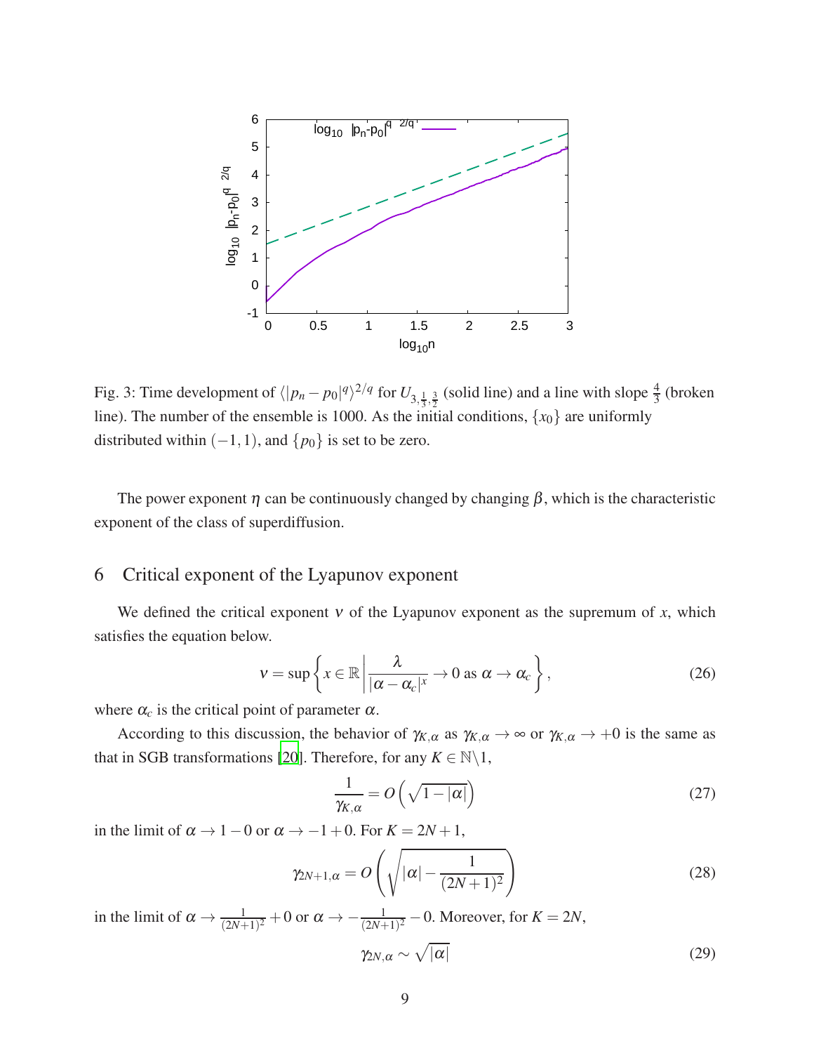Fig. 3: Time development of $\langle |p_n - p_0|^q \rangle^{2/q}$ for $U_{3,\frac{1}{3},\frac{3}{2}}$ (solid line) and a line with slope $\frac{4}{3}$ (broken line). The number of the ensemble is 1000. As the initial conditions, $\{x_0\}$ are uniformly distributed within $(-1, 1)$, and $\{p_0\}$ is set to be zero.

The power exponent $\eta$ can be continuously changed by changing $\beta$, which is the characteristic exponent of the class of superdiffusion.

## 6 Critical exponent of the Lyapunov exponent

We defined the critical exponent $\nu$ of the Lyapunov exponent as the supremum of $x$, which satisfies the equation below.

$$\nu = \sup \left\{ x \in \mathbb{R} \left| \frac{\lambda}{|\alpha - \alpha_c|^x} \to 0 \text{ as } \alpha \to \alpha_c \right. \right\}, \tag{26}$$

where $\alpha_c$ is the critical point of parameter $\alpha$.

According to this discussion, the behavior of $\gamma_{K,\alpha}$ as $\gamma_{K,\alpha} \to \infty$ or $\gamma_{K,\alpha} \to +0$ is the same as that in SGB transformations [20]. Therefore, for any $K \in \mathbb{N} \backslash 1$,

$$\frac{1}{\gamma_{K,\alpha}} = O\left(\sqrt{1 - |\alpha|}\right) \tag{27}$$

in the limit of $\alpha \to 1 - 0$ or $\alpha \to -1 + 0$. For $K = 2N + 1$,

$$\gamma_{2N+1,\alpha} = O\left(\sqrt{|\alpha| - \frac{1}{(2N+1)^2}}\right) \tag{28}$$

in the limit of $\alpha \to \frac{1}{(2N+1)^2} + 0$ or $\alpha \to -\frac{1}{(2N+1)^2} - 0$. Moreover, for $K = 2N$,

$$\gamma_{2N,\alpha} \sim \sqrt{|\alpha|} \tag{29}$$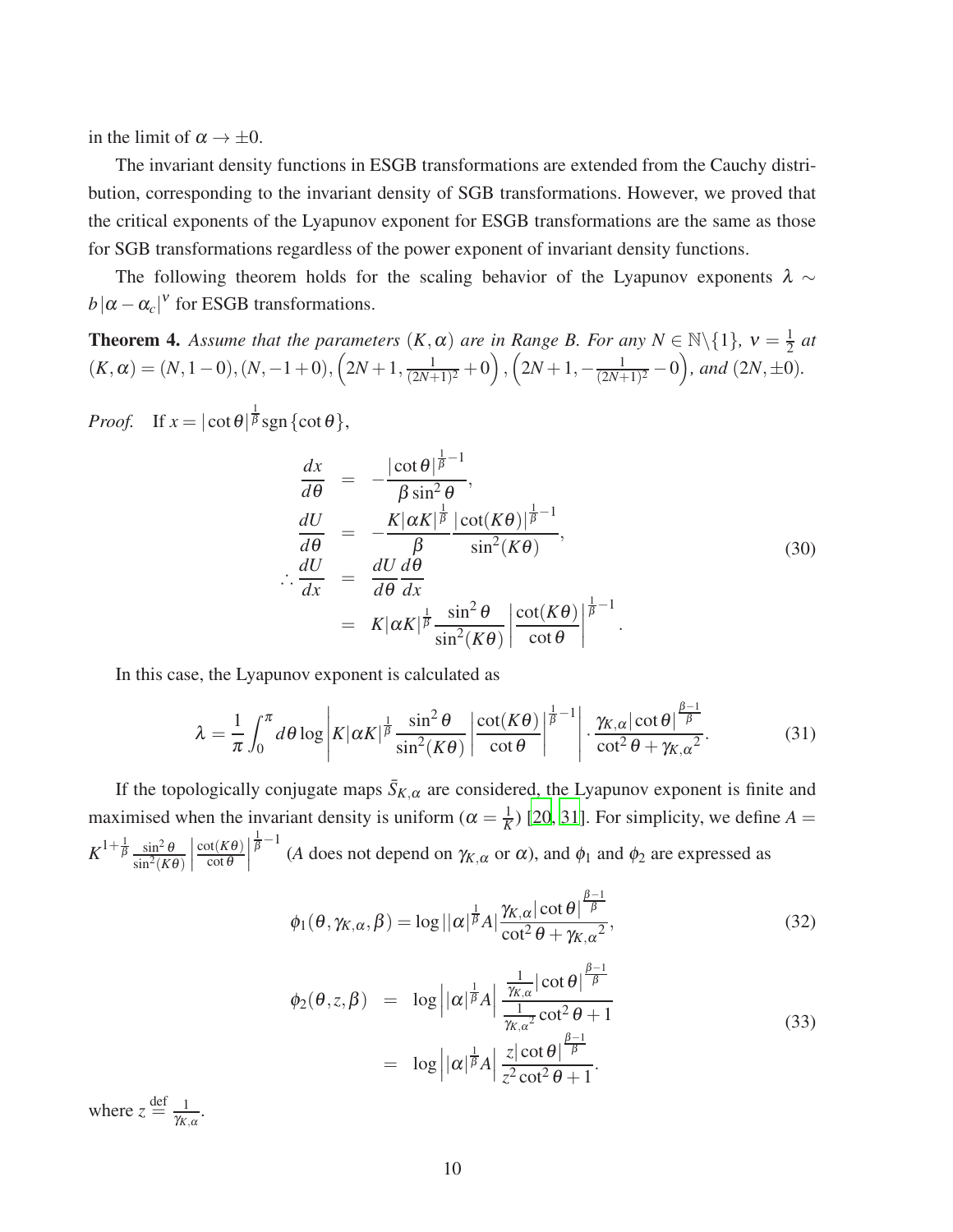in the limit of $\alpha \to \pm 0$.

The invariant density functions in ESGB transformations are extended from the Cauchy distribution, corresponding to the invariant density of SGB transformations. However, we proved that the critical exponents of the Lyapunov exponent for ESGB transformations are the same as those for SGB transformations regardless of the power exponent of invariant density functions.

The following theorem holds for the scaling behavior of the Lyapunov exponents $\lambda \sim b\,|\alpha - \alpha_c|^{\nu}$ for ESGB transformations.

**Theorem 4.** *Assume that the parameters $(K, \alpha)$ are in Range B. For any $N \in \mathbb{N}\backslash\{1\}$, $\nu = \frac{1}{2}$ at $(K,\alpha) = (N, 1-0), (N, -1+0), \left(2N+1, \frac{1}{(2N+1)^2}+0\right), \left(2N+1, -\frac{1}{(2N+1)^2}-0\right)$, and $(2N, \pm 0)$.*

*Proof.* If $x = |\cot\theta|^{\frac{1}{\beta}} \operatorname{sgn}\{\cot\theta\}$,

$$
\begin{aligned}
\frac{dx}{d\theta} &= -\frac{|\cot\theta|^{\frac{1}{\beta}-1}}{\beta \sin^2\theta}, \\
\frac{dU}{d\theta} &= -\frac{K|\alpha K|^{\frac{1}{\beta}}}{\beta} \frac{|\cot(K\theta)|^{\frac{1}{\beta}-1}}{\sin^2(K\theta)}, \\
\therefore \frac{dU}{dx} &= \frac{dU}{d\theta}\frac{d\theta}{dx} \\
&= K|\alpha K|^{\frac{1}{\beta}} \frac{\sin^2\theta}{\sin^2(K\theta)} \left|\frac{\cot(K\theta)}{\cot\theta}\right|^{\frac{1}{\beta}-1}.
\end{aligned}
\tag{30}
$$

In this case, the Lyapunov exponent is calculated as

$$
\lambda = \frac{1}{\pi}\int_0^{\pi} d\theta \log\left| K|\alpha K|^{\frac{1}{\beta}} \frac{\sin^2\theta}{\sin^2(K\theta)} \left|\frac{\cot(K\theta)}{\cot\theta}\right|^{\frac{1}{\beta}-1} \right| \cdot \frac{\gamma_{K,\alpha}|\cot\theta|^{\frac{\beta-1}{\beta}}}{\cot^2\theta + \gamma_{K,\alpha}{}^2}. \tag{31}
$$

If the topologically conjugate maps $\bar{S}_{K,\alpha}$ are considered, the Lyapunov exponent is finite and maximised when the invariant density is uniform ($\alpha = \frac{1}{K}$) [20, 31]. For simplicity, we define $A = K^{1+\frac{1}{\beta}} \frac{\sin^2\theta}{\sin^2(K\theta)} \left|\frac{\cot(K\theta)}{\cot\theta}\right|^{\frac{1}{\beta}-1}$ ($A$ does not depend on $\gamma_{K,\alpha}$ or $\alpha$), and $\phi_1$ and $\phi_2$ are expressed as

$$
\phi_1(\theta, \gamma_{K,\alpha}, \beta) = \log||\alpha|^{\frac{1}{\beta}} A| \frac{\gamma_{K,\alpha}|\cot\theta|^{\frac{\beta-1}{\beta}}}{\cot^2\theta + \gamma_{K,\alpha}{}^2}, \tag{32}
$$

$$
\begin{aligned}
\phi_2(\theta, z, \beta) &= \log\left||\alpha|^{\frac{1}{\beta}} A\right| \frac{\frac{1}{\gamma_{K,\alpha}}|\cot\theta|^{\frac{\beta-1}{\beta}}}{\frac{1}{\gamma_{K,\alpha}{}^2}\cot^2\theta + 1} \\
&= \log\left||\alpha|^{\frac{1}{\beta}} A\right| \frac{z|\cot\theta|^{\frac{\beta-1}{\beta}}}{z^2\cot^2\theta + 1}.
\end{aligned}
\tag{33}
$$

where $z \stackrel{\text{def}}{=} \frac{1}{\gamma_{K,\alpha}}$.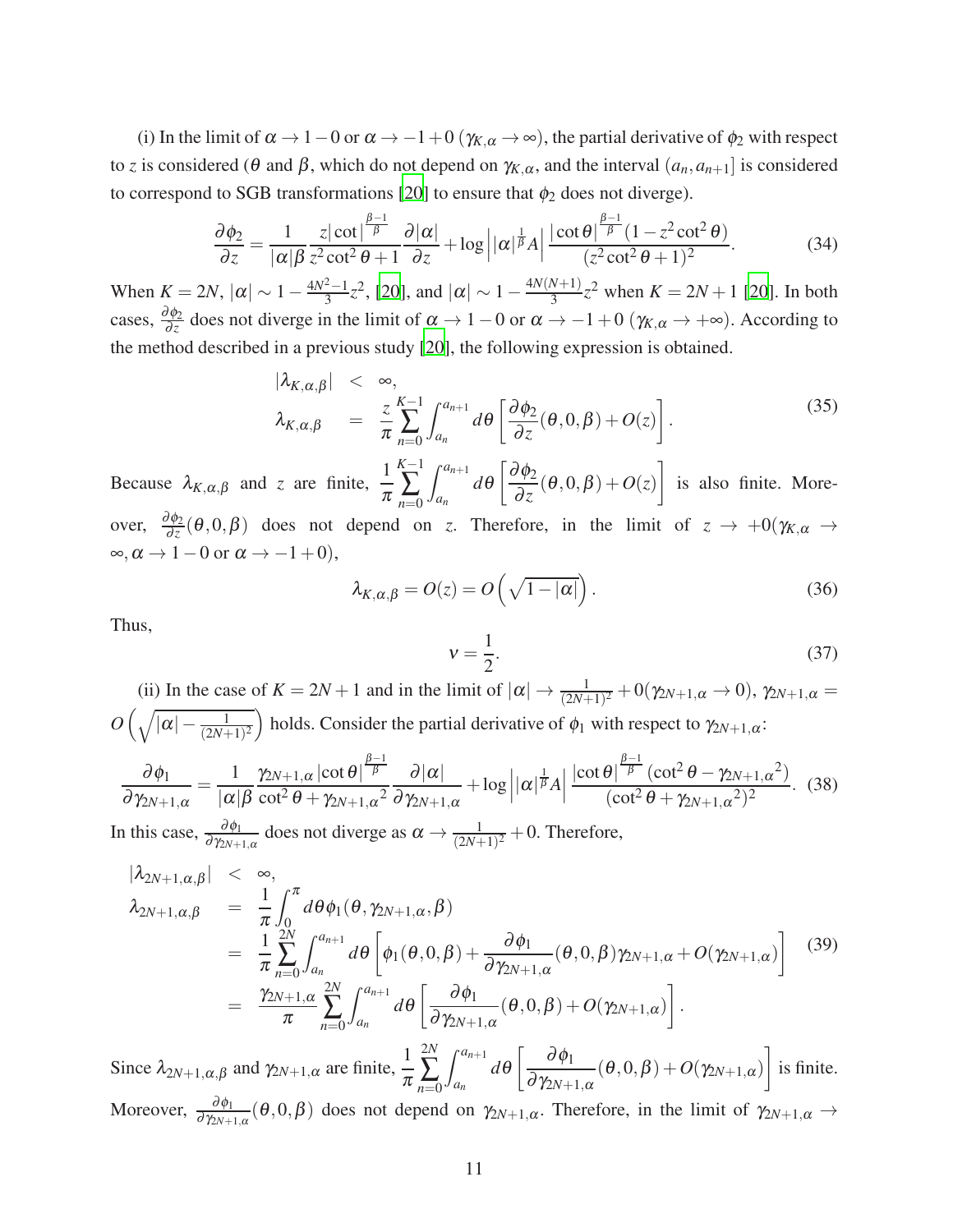(i) In the limit of $\alpha \to 1-0$ or $\alpha \to -1+0$ ($\gamma_{K,\alpha} \to \infty$), the partial derivative of $\phi_2$ with respect to $z$ is considered ($\theta$ and $\beta$, which do not depend on $\gamma_{K,\alpha}$, and the interval $(a_n, a_{n+1}]$ is considered to correspond to SGB transformations [20] to ensure that $\phi_2$ does not diverge).

$$\frac{\partial \phi_2}{\partial z} = \frac{1}{|\alpha|\beta} \frac{z|\cot|^{\frac{\beta-1}{\beta}}}{z^2 \cot^2\theta + 1} \frac{\partial |\alpha|}{\partial z} + \log\left||\alpha|^{\frac{1}{\beta}} A\right| \frac{|\cot\theta|^{\frac{\beta-1}{\beta}}(1 - z^2\cot^2\theta)}{(z^2\cot^2\theta + 1)^2}. \tag{34}$$

When $K = 2N$, $|\alpha| \sim 1 - \frac{4N^2-1}{3}z^2$, [20], and $|\alpha| \sim 1 - \frac{4N(N+1)}{3}z^2$ when $K = 2N+1$ [20]. In both cases, $\frac{\partial\phi_2}{\partial z}$ does not diverge in the limit of $\alpha \to 1-0$ or $\alpha \to -1+0$ ($\gamma_{K,\alpha} \to +\infty$). According to the method described in a previous study [20], the following expression is obtained.

$$\begin{aligned}
|\lambda_{K,\alpha,\beta}| &< \infty, \\
\lambda_{K,\alpha,\beta} &= \frac{z}{\pi}\sum_{n=0}^{K-1}\int_{a_n}^{a_{n+1}} d\theta \left[\frac{\partial\phi_2}{\partial z}(\theta,0,\beta) + O(z)\right].
\end{aligned} \tag{35}$$

Because $\lambda_{K,\alpha,\beta}$ and $z$ are finite, $\frac{1}{\pi}\sum_{n=0}^{K-1}\int_{a_n}^{a_{n+1}} d\theta \left[\frac{\partial\phi_2}{\partial z}(\theta,0,\beta) + O(z)\right]$ is also finite. Moreover, $\frac{\partial\phi_2}{\partial z}(\theta,0,\beta)$ does not depend on $z$. Therefore, in the limit of $z \to +0(\gamma_{K,\alpha} \to \infty, \alpha \to 1-0$ or $\alpha \to -1+0)$,

$$\lambda_{K,\alpha,\beta} = O(z) = O\left(\sqrt{1-|\alpha|}\right). \tag{36}$$

Thus,

$$\nu = \frac{1}{2}. \tag{37}$$

(ii) In the case of $K = 2N+1$ and in the limit of $|\alpha| \to \frac{1}{(2N+1)^2} + 0(\gamma_{2N+1,\alpha} \to 0)$, $\gamma_{2N+1,\alpha} = O\left(\sqrt{|\alpha| - \frac{1}{(2N+1)^2}}\right)$ holds. Consider the partial derivative of $\phi_1$ with respect to $\gamma_{2N+1,\alpha}$:

$$\frac{\partial\phi_1}{\partial\gamma_{2N+1,\alpha}} = \frac{1}{|\alpha|\beta}\frac{\gamma_{2N+1,\alpha}|\cot\theta|^{\frac{\beta-1}{\beta}}}{\cot^2\theta + \gamma_{2N+1,\alpha}^2}\frac{\partial|\alpha|}{\partial\gamma_{2N+1,\alpha}} + \log\left||\alpha|^{\frac{1}{\beta}}A\right|\frac{|\cot\theta|^{\frac{\beta-1}{\beta}}(\cot^2\theta - \gamma_{2N+1,\alpha}^2)}{(\cot^2\theta + \gamma_{2N+1,\alpha}^2)^2}. \tag{38}$$

In this case, $\frac{\partial\phi_1}{\partial\gamma_{2N+1,\alpha}}$ does not diverge as $\alpha \to \frac{1}{(2N+1)^2} + 0$. Therefore,

$$\begin{aligned}
|\lambda_{2N+1,\alpha,\beta}| &< \infty, \\
\lambda_{2N+1,\alpha,\beta} &= \frac{1}{\pi}\int_0^\pi d\theta\,\phi_1(\theta,\gamma_{2N+1,\alpha},\beta) \\
&= \frac{1}{\pi}\sum_{n=0}^{2N}\int_{a_n}^{a_{n+1}} d\theta\left[\phi_1(\theta,0,\beta) + \frac{\partial\phi_1}{\partial\gamma_{2N+1,\alpha}}(\theta,0,\beta)\gamma_{2N+1,\alpha} + O(\gamma_{2N+1,\alpha})\right] \\
&= \frac{\gamma_{2N+1,\alpha}}{\pi}\sum_{n=0}^{2N}\int_{a_n}^{a_{n+1}} d\theta\left[\frac{\partial\phi_1}{\partial\gamma_{2N+1,\alpha}}(\theta,0,\beta) + O(\gamma_{2N+1,\alpha})\right].
\end{aligned} \tag{39}$$

Since $\lambda_{2N+1,\alpha,\beta}$ and $\gamma_{2N+1,\alpha}$ are finite, $\frac{1}{\pi}\sum_{n=0}^{2N}\int_{a_n}^{a_{n+1}} d\theta\left[\frac{\partial\phi_1}{\partial\gamma_{2N+1,\alpha}}(\theta,0,\beta) + O(\gamma_{2N+1,\alpha})\right]$ is finite. Moreover, $\frac{\partial\phi_1}{\partial\gamma_{2N+1,\alpha}}(\theta,0,\beta)$ does not depend on $\gamma_{2N+1,\alpha}$. Therefore, in the limit of $\gamma_{2N+1,\alpha} \to$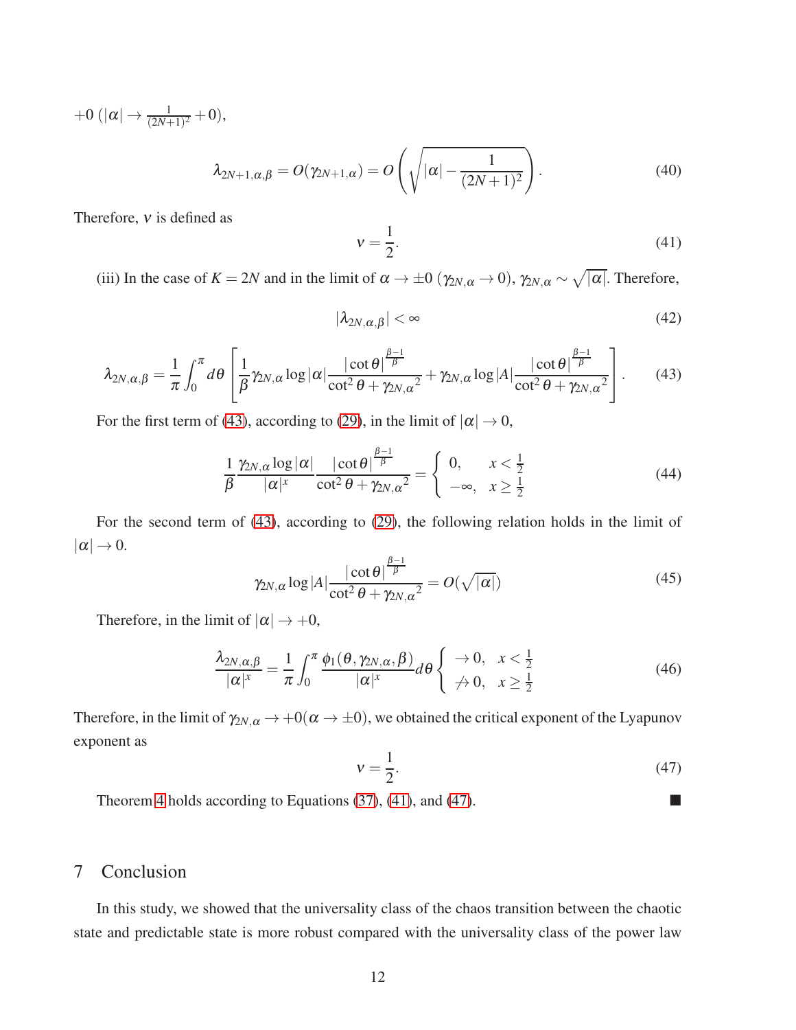$+0$ ($|\alpha| \to \frac{1}{(2N+1)^2} + 0$),

$$\lambda_{2N+1,\alpha,\beta} = O(\gamma_{2N+1,\alpha}) = O\left(\sqrt{|\alpha| - \frac{1}{(2N+1)^2}}\right). \tag{40}$$

Therefore, $\nu$ is defined as

$$\nu = \frac{1}{2}. \tag{41}$$

(iii) In the case of $K = 2N$ and in the limit of $\alpha \to \pm 0$ ($\gamma_{2N,\alpha} \to 0$), $\gamma_{2N,\alpha} \sim \sqrt{|\alpha|}$. Therefore,

$$|\lambda_{2N,\alpha,\beta}| < \infty \tag{42}$$

$$\lambda_{2N,\alpha,\beta} = \frac{1}{\pi}\int_0^\pi d\theta \left[\frac{1}{\beta}\gamma_{2N,\alpha}\log|\alpha|\frac{|\cot\theta|^{\frac{\beta-1}{\beta}}}{\cot^2\theta + \gamma_{2N,\alpha}{}^2} + \gamma_{2N,\alpha}\log|A|\frac{|\cot\theta|^{\frac{\beta-1}{\beta}}}{\cot^2\theta + \gamma_{2N,\alpha}{}^2}\right]. \tag{43}$$

For the first term of (43), according to (29), in the limit of $|\alpha| \to 0$,

$$\frac{1}{\beta}\frac{\gamma_{2N,\alpha}\log|\alpha|}{|\alpha|^x}\frac{|\cot\theta|^{\frac{\beta-1}{\beta}}}{\cot^2\theta + \gamma_{2N,\alpha}{}^2} = \begin{cases} 0, & x < \frac{1}{2} \\ -\infty, & x \geq \frac{1}{2} \end{cases} \tag{44}$$

For the second term of (43), according to (29), the following relation holds in the limit of $|\alpha| \to 0$.

$$\gamma_{2N,\alpha}\log|A|\frac{|\cot\theta|^{\frac{\beta-1}{\beta}}}{\cot^2\theta + \gamma_{2N,\alpha}{}^2} = O(\sqrt{|\alpha|}) \tag{45}$$

Therefore, in the limit of $|\alpha| \to +0$,

$$\frac{\lambda_{2N,\alpha,\beta}}{|\alpha|^x} = \frac{1}{\pi}\int_0^\pi \frac{\phi_1(\theta,\gamma_{2N,\alpha},\beta)}{|\alpha|^x}d\theta \begin{cases} \to 0, & x < \frac{1}{2} \\ \not\to 0, & x \geq \frac{1}{2} \end{cases} \tag{46}$$

Therefore, in the limit of $\gamma_{2N,\alpha} \to +0 (\alpha \to \pm 0)$, we obtained the critical exponent of the Lyapunov exponent as

$$\nu = \frac{1}{2}. \tag{47}$$

Theorem 4 holds according to Equations (37), (41), and (47). ■

## 7 Conclusion

In this study, we showed that the universality class of the chaos transition between the chaotic state and predictable state is more robust compared with the universality class of the power law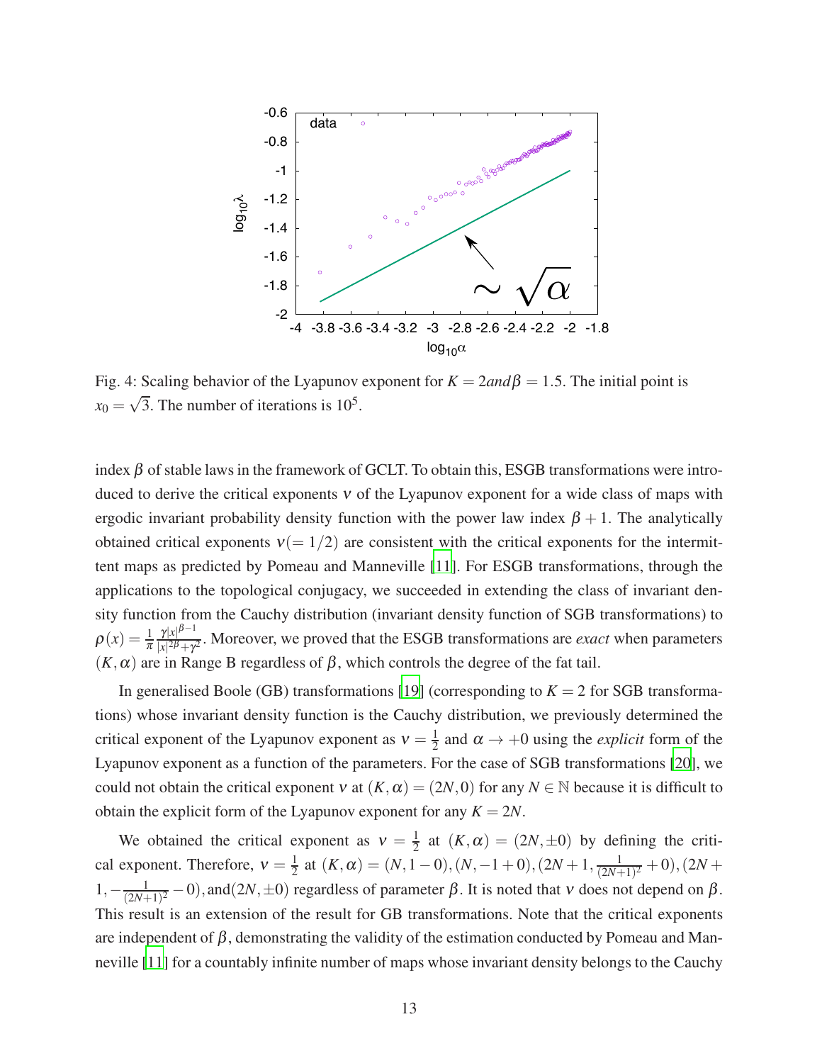Fig. 4: Scaling behavior of the Lyapunov exponent for $K = 2 and \beta = 1.5$. The initial point is $x_0 = \sqrt{3}$. The number of iterations is $10^5$.

index $\beta$ of stable laws in the framework of GCLT. To obtain this, ESGB transformations were introduced to derive the critical exponents $\nu$ of the Lyapunov exponent for a wide class of maps with ergodic invariant probability density function with the power law index $\beta + 1$. The analytically obtained critical exponents $\nu(= 1/2)$ are consistent with the critical exponents for the intermittent maps as predicted by Pomeau and Manneville [11]. For ESGB transformations, through the applications to the topological conjugacy, we succeeded in extending the class of invariant density function from the Cauchy distribution (invariant density function of SGB transformations) to $\rho(x) = \frac{1}{\pi} \frac{\gamma |x|^{\beta-1}}{|x|^{2\beta} + \gamma^2}$. Moreover, we proved that the ESGB transformations are *exact* when parameters $(K, \alpha)$ are in Range B regardless of $\beta$, which controls the degree of the fat tail.

In generalised Boole (GB) transformations [19] (corresponding to $K = 2$ for SGB transformations) whose invariant density function is the Cauchy distribution, we previously determined the critical exponent of the Lyapunov exponent as $\nu = \frac{1}{2}$ and $\alpha \to +0$ using the *explicit* form of the Lyapunov exponent as a function of the parameters. For the case of SGB transformations [20], we could not obtain the critical exponent $\nu$ at $(K, \alpha) = (2N, 0)$ for any $N \in \mathbb{N}$ because it is difficult to obtain the explicit form of the Lyapunov exponent for any $K = 2N$.

We obtained the critical exponent as $\nu = \frac{1}{2}$ at $(K, \alpha) = (2N, \pm 0)$ by defining the critical exponent. Therefore, $\nu = \frac{1}{2}$ at $(K, \alpha) = (N, 1-0), (N, -1+0), (2N+1, \frac{1}{(2N+1)^2} + 0), (2N+1, -\frac{1}{(2N+1)^2} - 0)$, and $(2N, \pm 0)$ regardless of parameter $\beta$. It is noted that $\nu$ does not depend on $\beta$. This result is an extension of the result for GB transformations. Note that the critical exponents are independent of $\beta$, demonstrating the validity of the estimation conducted by Pomeau and Manneville [11] for a countably infinite number of maps whose invariant density belongs to the Cauchy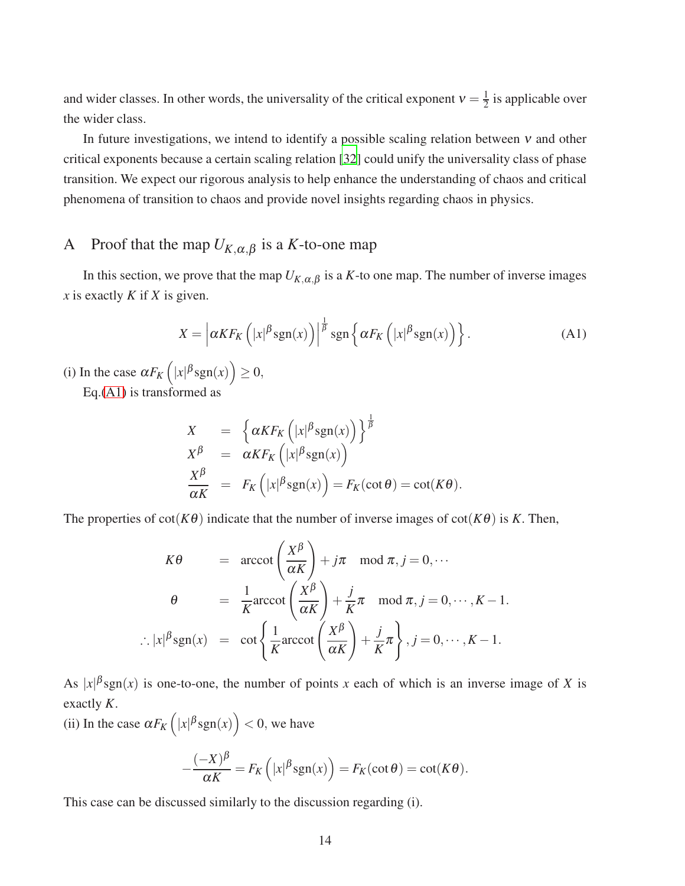and wider classes. In other words, the universality of the critical exponent $\nu = \frac{1}{2}$ is applicable over the wider class.

In future investigations, we intend to identify a possible scaling relation between $\nu$ and other critical exponents because a certain scaling relation [32] could unify the universality class of phase transition. We expect our rigorous analysis to help enhance the understanding of chaos and critical phenomena of transition to chaos and provide novel insights regarding chaos in physics.

## A Proof that the map $U_{K,\alpha,\beta}$ is a $K$-to-one map

In this section, we prove that the map $U_{K,\alpha,\beta}$ is a $K$-to one map. The number of inverse images $x$ is exactly $K$ if $X$ is given.

$$X = \left|\alpha K F_K\left(|x|^\beta \mathrm{sgn}(x)\right)\right|^{\frac{1}{\beta}} \mathrm{sgn}\left\{\alpha F_K\left(|x|^\beta \mathrm{sgn}(x)\right)\right\}. \tag{A1}$$

(i) In the case $\alpha F_K\left(|x|^\beta \mathrm{sgn}(x)\right) \geq 0$,

Eq.(A1) is transformed as

$$\begin{aligned}
X &= \left\{\alpha K F_K\left(|x|^\beta \mathrm{sgn}(x)\right)\right\}^{\frac{1}{\beta}} \\
X^\beta &= \alpha K F_K\left(|x|^\beta \mathrm{sgn}(x)\right) \\
\frac{X^\beta}{\alpha K} &= F_K\left(|x|^\beta \mathrm{sgn}(x)\right) = F_K(\cot\theta) = \cot(K\theta).
\end{aligned}$$

The properties of $\cot(K\theta)$ indicate that the number of inverse images of $\cot(K\theta)$ is $K$. Then,

$$\begin{aligned}
K\theta &= \mathrm{arccot}\left(\frac{X^\beta}{\alpha K}\right) + j\pi \mod \pi, j = 0, \cdots \\
\theta &= \frac{1}{K}\mathrm{arccot}\left(\frac{X^\beta}{\alpha K}\right) + \frac{j}{K}\pi \mod \pi, j = 0, \cdots, K-1. \\
\therefore |x|^\beta \mathrm{sgn}(x) &= \cot\left\{\frac{1}{K}\mathrm{arccot}\left(\frac{X^\beta}{\alpha K}\right) + \frac{j}{K}\pi\right\}, j = 0, \cdots, K-1.
\end{aligned}$$

As $|x|^\beta \mathrm{sgn}(x)$ is one-to-one, the number of points $x$ each of which is an inverse image of $X$ is exactly $K$.

(ii) In the case $\alpha F_K\left(|x|^\beta \mathrm{sgn}(x)\right) < 0$, we have

$$-\frac{(-X)^\beta}{\alpha K} = F_K\left(|x|^\beta \mathrm{sgn}(x)\right) = F_K(\cot\theta) = \cot(K\theta).$$

This case can be discussed similarly to the discussion regarding (i).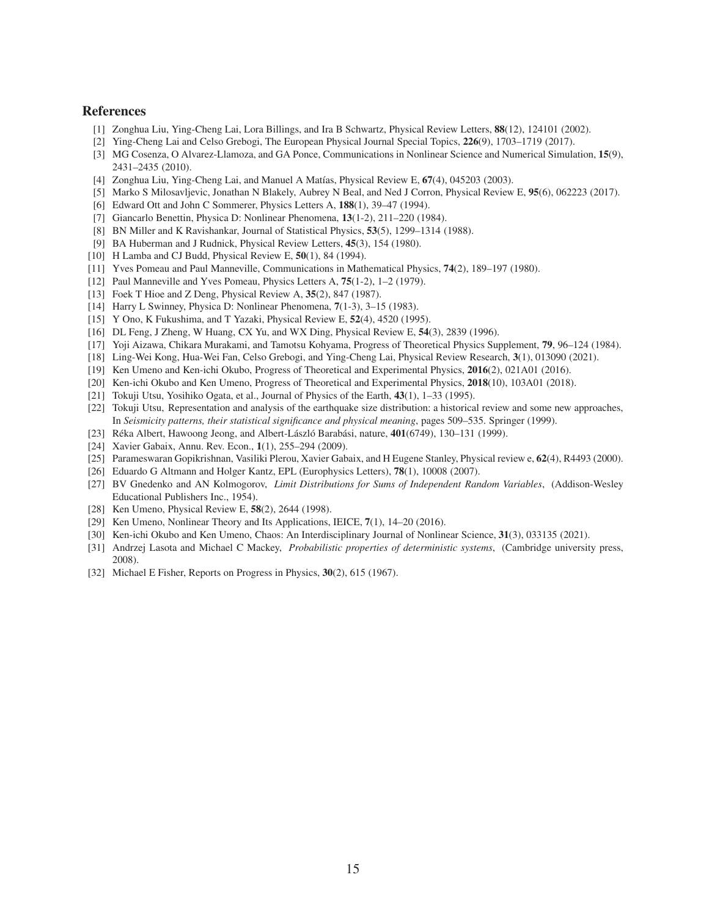## References

[1] Zonghua Liu, Ying-Cheng Lai, Lora Billings, and Ira B Schwartz, Physical Review Letters, **88**(12), 124101 (2002).

[2] Ying-Cheng Lai and Celso Grebogi, The European Physical Journal Special Topics, **226**(9), 1703–1719 (2017).

[3] MG Cosenza, O Alvarez-Llamoza, and GA Ponce, Communications in Nonlinear Science and Numerical Simulation, **15**(9), 2431–2435 (2010).

[4] Zonghua Liu, Ying-Cheng Lai, and Manuel A Matías, Physical Review E, **67**(4), 045203 (2003).

[5] Marko S Milosavljevic, Jonathan N Blakely, Aubrey N Beal, and Ned J Corron, Physical Review E, **95**(6), 062223 (2017).

[6] Edward Ott and John C Sommerer, Physics Letters A, **188**(1), 39–47 (1994).

[7] Giancarlo Benettin, Physica D: Nonlinear Phenomena, **13**(1-2), 211–220 (1984).

[8] BN Miller and K Ravishankar, Journal of Statistical Physics, **53**(5), 1299–1314 (1988).

[9] BA Huberman and J Rudnick, Physical Review Letters, **45**(3), 154 (1980).

[10] H Lamba and CJ Budd, Physical Review E, **50**(1), 84 (1994).

[11] Yves Pomeau and Paul Manneville, Communications in Mathematical Physics, **74**(2), 189–197 (1980).

[12] Paul Manneville and Yves Pomeau, Physics Letters A, **75**(1-2), 1–2 (1979).

[13] Foek T Hioe and Z Deng, Physical Review A, **35**(2), 847 (1987).

[14] Harry L Swinney, Physica D: Nonlinear Phenomena, **7**(1-3), 3–15 (1983).

[15] Y Ono, K Fukushima, and T Yazaki, Physical Review E, **52**(4), 4520 (1995).

[16] DL Feng, J Zheng, W Huang, CX Yu, and WX Ding, Physical Review E, **54**(3), 2839 (1996).

[17] Yoji Aizawa, Chikara Murakami, and Tamotsu Kohyama, Progress of Theoretical Physics Supplement, **79**, 96–124 (1984).

[18] Ling-Wei Kong, Hua-Wei Fan, Celso Grebogi, and Ying-Cheng Lai, Physical Review Research, **3**(1), 013090 (2021).

[19] Ken Umeno and Ken-ichi Okubo, Progress of Theoretical and Experimental Physics, **2016**(2), 021A01 (2016).

[20] Ken-ichi Okubo and Ken Umeno, Progress of Theoretical and Experimental Physics, **2018**(10), 103A01 (2018).

[21] Tokuji Utsu, Yosihiko Ogata, et al., Journal of Physics of the Earth, **43**(1), 1–33 (1995).

[22] Tokuji Utsu, Representation and analysis of the earthquake size distribution: a historical review and some new approaches, In *Seismicity patterns, their statistical significance and physical meaning*, pages 509–535. Springer (1999).

[23] Réka Albert, Hawoong Jeong, and Albert-László Barabási, nature, **401**(6749), 130–131 (1999).

[24] Xavier Gabaix, Annu. Rev. Econ., **1**(1), 255–294 (2009).

[25] Parameswaran Gopikrishnan, Vasiliki Plerou, Xavier Gabaix, and H Eugene Stanley, Physical review e, **62**(4), R4493 (2000).

[26] Eduardo G Altmann and Holger Kantz, EPL (Europhysics Letters), **78**(1), 10008 (2007).

[27] BV Gnedenko and AN Kolmogorov, *Limit Distributions for Sums of Independent Random Variables*, (Addison-Wesley Educational Publishers Inc., 1954).

[28] Ken Umeno, Physical Review E, **58**(2), 2644 (1998).

[29] Ken Umeno, Nonlinear Theory and Its Applications, IEICE, **7**(1), 14–20 (2016).

[30] Ken-ichi Okubo and Ken Umeno, Chaos: An Interdisciplinary Journal of Nonlinear Science, **31**(3), 033135 (2021).

[31] Andrzej Lasota and Michael C Mackey, *Probabilistic properties of deterministic systems*, (Cambridge university press, 2008).

[32] Michael E Fisher, Reports on Progress in Physics, **30**(2), 615 (1967).